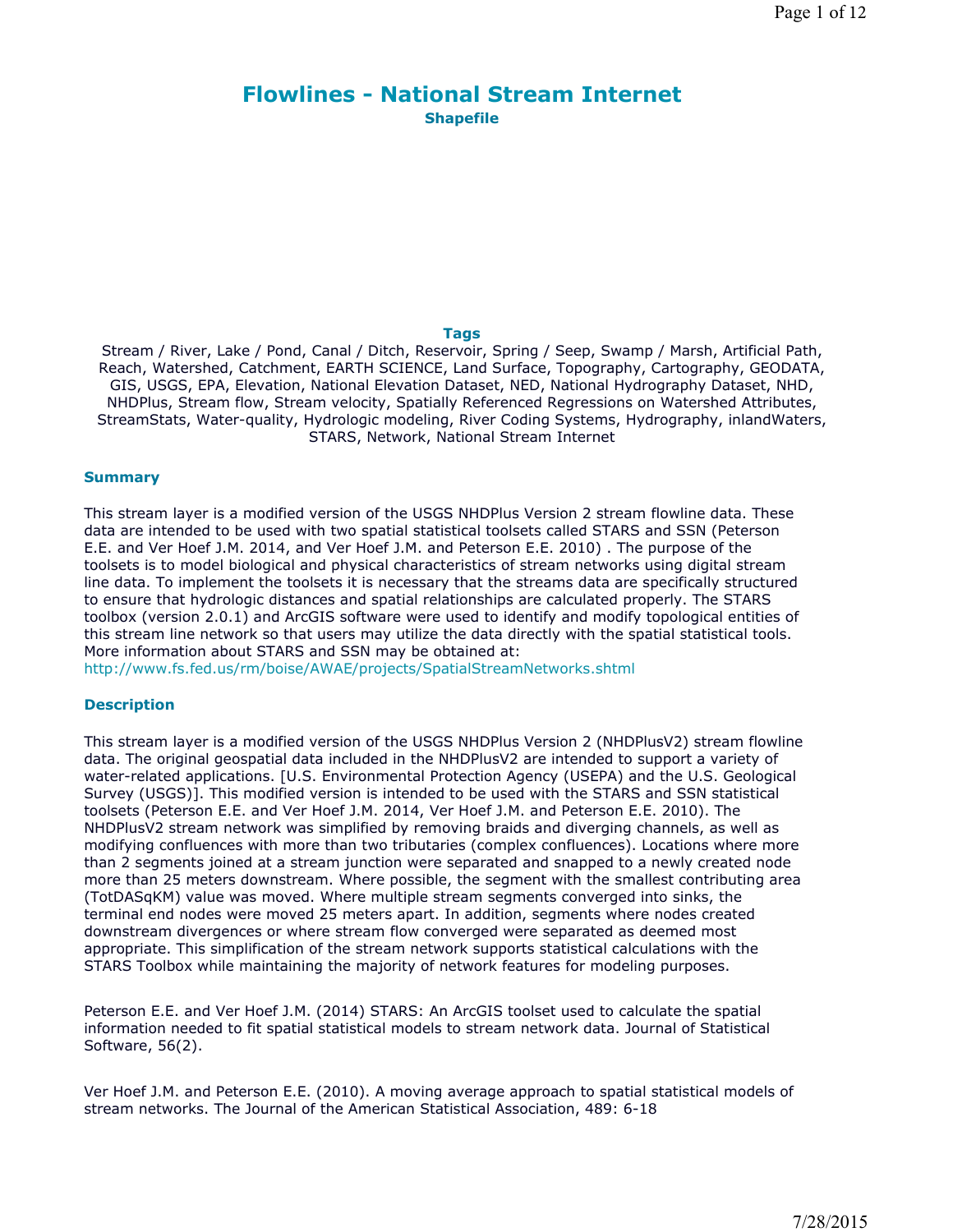# Flowlines - National Stream Internet

**Shapefile**

### Tags

Stream / River, Lake / Pond, Canal / Ditch, Reservoir, Spring / Seep, Swamp / Marsh, Artificial Path, Reach, Watershed, Catchment, EARTH SCIENCE, Land Surface, Topography, Cartography, GEODATA, GIS, USGS, EPA, Elevation, National Elevation Dataset, NED, National Hydrography Dataset, NHD, NHDPlus, Stream flow, Stream velocity, Spatially Referenced Regressions on Watershed Attributes, StreamStats, Water-quality, Hydrologic modeling, River Coding Systems, Hydrography, inlandWaters, STARS, Network, National Stream Internet

### Summary

This stream layer is a modified version of the USGS NHDPlus Version 2 stream flowline data. These data are intended to be used with two spatial statistical toolsets called STARS and SSN (Peterson E.E. and Ver Hoef J.M. 2014, and Ver Hoef J.M. and Peterson E.E. 2010) . The purpose of the toolsets is to model biological and physical characteristics of stream networks using digital stream line data. To implement the toolsets it is necessary that the streams data are specifically structured to ensure that hydrologic distances and spatial relationships are calculated properly. The STARS toolbox (version 2.0.1) and ArcGIS software were used to identify and modify topological entities of this stream line network so that users may utilize the data directly with the spatial statistical tools. More information about STARS and SSN may be obtained at:
http://www.fs.fed.us/rm/boise/AWAE/projects/SpatialStreamNetworks.shtml

### Description

This stream layer is a modified version of the USGS NHDPlus Version 2 (NHDPlusV2) stream flowline data. The original geospatial data included in the NHDPlusV2 are intended to support a variety of water-related applications. [U.S. Environmental Protection Agency (USEPA) and the U.S. Geological Survey (USGS)]. This modified version is intended to be used with the STARS and SSN statistical toolsets (Peterson E.E. and Ver Hoef J.M. 2014, Ver Hoef J.M. and Peterson E.E. 2010). The NHDPlusV2 stream network was simplified by removing braids and diverging channels, as well as modifying confluences with more than two tributaries (complex confluences). Locations where more than 2 segments joined at a stream junction were separated and snapped to a newly created node more than 25 meters downstream. Where possible, the segment with the smallest contributing area (TotDASqKM) value was moved. Where multiple stream segments converged into sinks, the terminal end nodes were moved 25 meters apart. In addition, segments where nodes created downstream divergences or where stream flow converged were separated as deemed most appropriate. This simplification of the stream network supports statistical calculations with the STARS Toolbox while maintaining the majority of network features for modeling purposes.

Peterson E.E. and Ver Hoef J.M. (2014) STARS: An ArcGIS toolset used to calculate the spatial information needed to fit spatial statistical models to stream network data. Journal of Statistical Software, 56(2).

Ver Hoef J.M. and Peterson E.E. (2010). A moving average approach to spatial statistical models of stream networks. The Journal of the American Statistical Association, 489: 6-18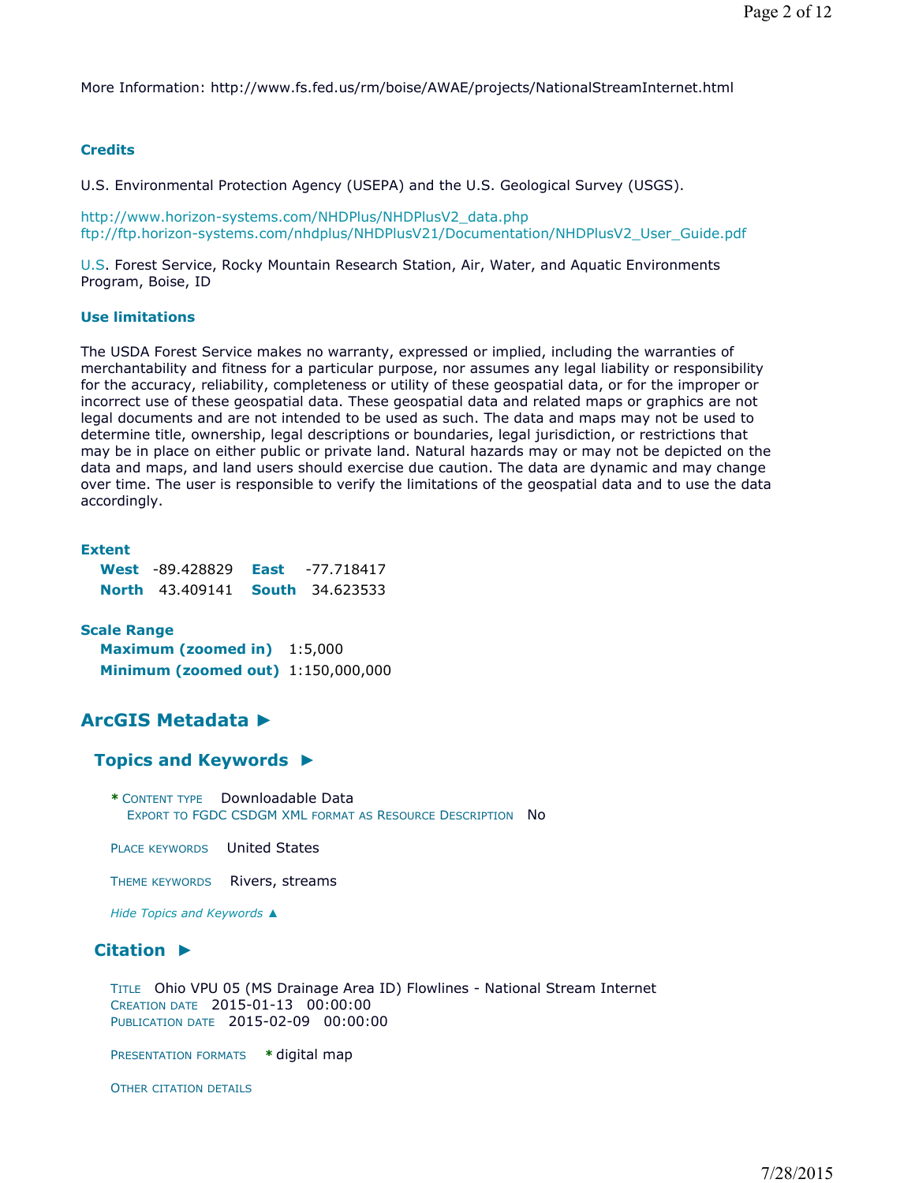More Information: http://www.fs.fed.us/rm/boise/AWAE/projects/NationalStreamInternet.html

### Credits

U.S. Environmental Protection Agency (USEPA) and the U.S. Geological Survey (USGS).

http://www.horizon-systems.com/NHDPlus/NHDPlusV2_data.php
ftp://ftp.horizon-systems.com/nhdplus/NHDPlusV21/Documentation/NHDPlusV2_User_Guide.pdf

U.S. Forest Service, Rocky Mountain Research Station, Air, Water, and Aquatic Environments Program, Boise, ID

### Use limitations

The USDA Forest Service makes no warranty, expressed or implied, including the warranties of merchantability and fitness for a particular purpose, nor assumes any legal liability or responsibility for the accuracy, reliability, completeness or utility of these geospatial data, or for the improper or incorrect use of these geospatial data. These geospatial data and related maps or graphics are not legal documents and are not intended to be used as such. The data and maps may not be used to determine title, ownership, legal descriptions or boundaries, legal jurisdiction, or restrictions that may be in place on either public or private land. Natural hazards may or may not be depicted on the data and maps, and land users should exercise due caution. The data are dynamic and may change over time. The user is responsible to verify the limitations of the geospatial data and to use the data accordingly.

### Extent

**West** -89.428829 **East** -77.718417
**North** 43.409141 **South** 34.623533

### Scale Range

**Maximum (zoomed in)** 1:5,000
**Minimum (zoomed out)** 1:150,000,000

## ArcGIS Metadata ►

### Topics and Keywords ►

\* CONTENT TYPE Downloadable Data
EXPORT TO FGDC CSDGM XML FORMAT AS RESOURCE DESCRIPTION No

PLACE KEYWORDS United States

THEME KEYWORDS Rivers, streams

*Hide Topics and Keywords ▲*

### Citation ►

TITLE Ohio VPU 05 (MS Drainage Area ID) Flowlines - National Stream Internet
CREATION DATE 2015-01-13 00:00:00
PUBLICATION DATE 2015-02-09 00:00:00

PRESENTATION FORMATS \* digital map

OTHER CITATION DETAILS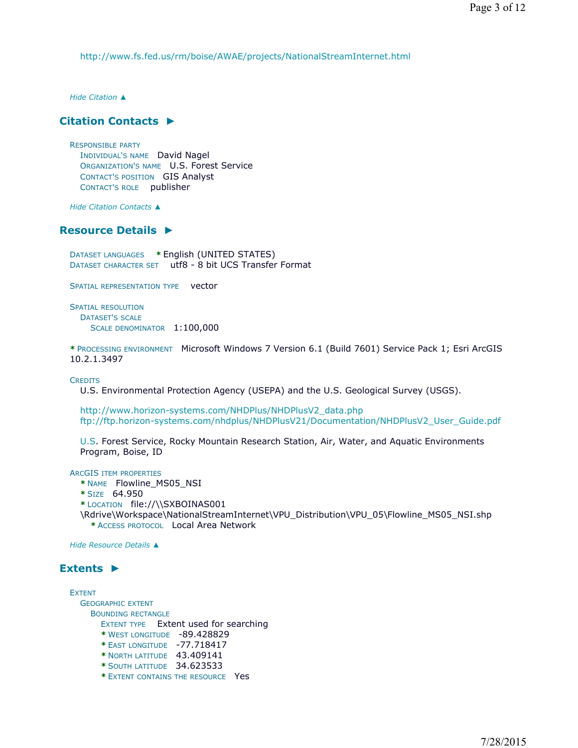http://www.fs.fed.us/rm/boise/AWAE/projects/NationalStreamInternet.html

*Hide Citation ▲*

## Citation Contacts ►

Responsible party
- Individual's name David Nagel
- Organization's name U.S. Forest Service
- Contact's position GIS Analyst
- Contact's role publisher

*Hide Citation Contacts ▲*

## Resource Details ►

Dataset languages * English (UNITED STATES)
Dataset character set utf8 - 8 bit UCS Transfer Format

Spatial representation type vector

Spatial resolution
- Dataset's scale
  - Scale denominator 1:100,000

* Processing environment Microsoft Windows 7 Version 6.1 (Build 7601) Service Pack 1; Esri ArcGIS 10.2.1.3497

Credits
U.S. Environmental Protection Agency (USEPA) and the U.S. Geological Survey (USGS).

http://www.horizon-systems.com/NHDPlus/NHDPlusV2_data.php
ftp://ftp.horizon-systems.com/nhdplus/NHDPlusV21/Documentation/NHDPlusV2_User_Guide.pdf

U.S. Forest Service, Rocky Mountain Research Station, Air, Water, and Aquatic Environments Program, Boise, ID

ArcGIS item properties
- * Name Flowline_MS05_NSI
- * Size 64.950
- * Location file://\\SXBOINAS001\Rdrive\Workspace\NationalStreamInternet\VPU_Distribution\VPU_05\Flowline_MS05_NSI.shp
  - * Access protocol Local Area Network

*Hide Resource Details ▲*

## Extents ►

Extent
- Geographic extent
  - Bounding rectangle
    - Extent type Extent used for searching
    - * West longitude -89.428829
    - * East longitude -77.718417
    - * North latitude 43.409141
    - * South latitude 34.623533
    - * Extent contains the resource Yes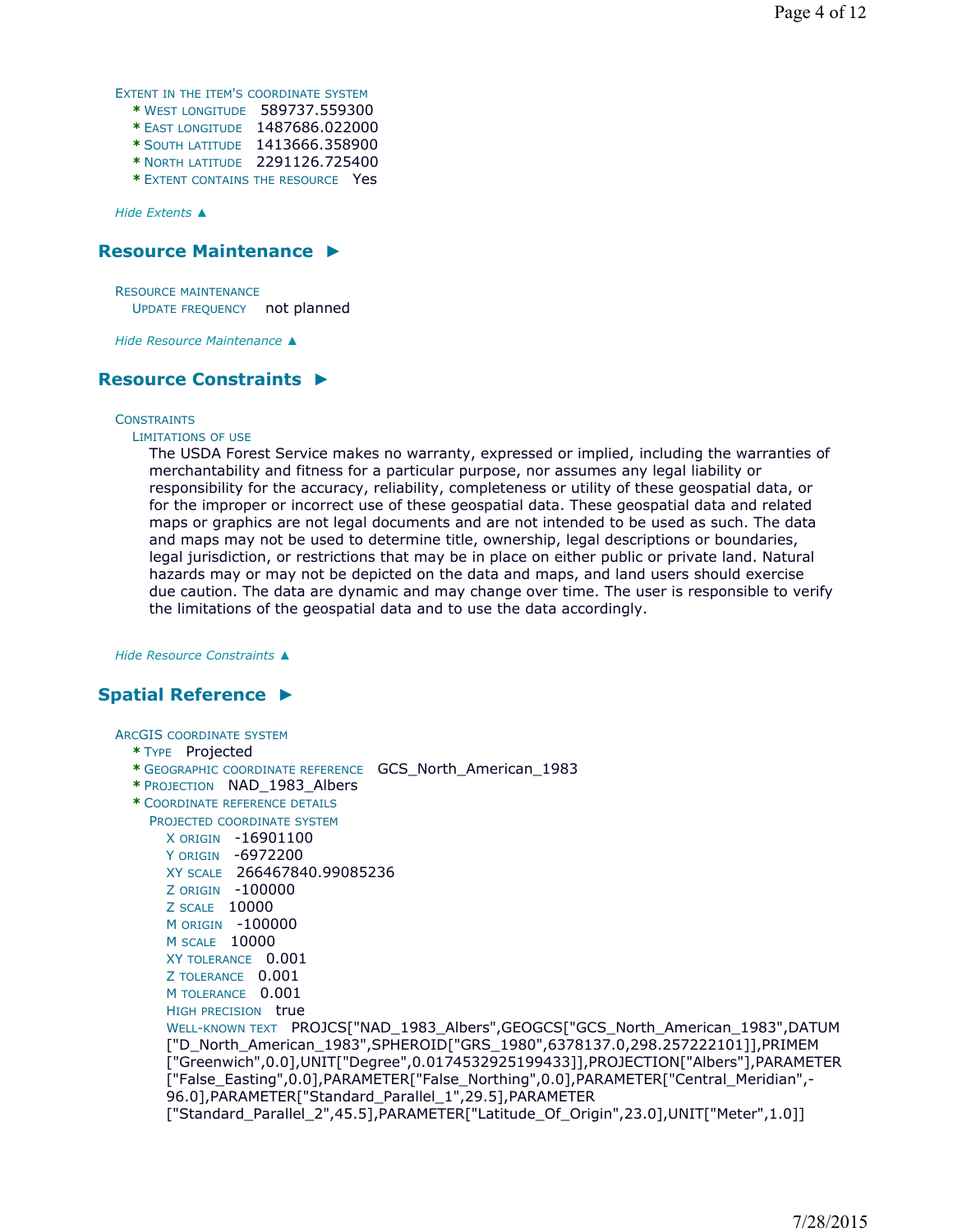EXTENT IN THE ITEM'S COORDINATE SYSTEM

- * WEST LONGITUDE 589737.559300
- * EAST LONGITUDE 1487686.022000
- * SOUTH LATITUDE 1413666.358900
- * NORTH LATITUDE 2291126.725400
- * EXTENT CONTAINS THE RESOURCE Yes

*Hide Extents ▲*

## Resource Maintenance ►

RESOURCE MAINTENANCE

UPDATE FREQUENCY not planned

*Hide Resource Maintenance ▲*

## Resource Constraints ►

CONSTRAINTS

LIMITATIONS OF USE

The USDA Forest Service makes no warranty, expressed or implied, including the warranties of merchantability and fitness for a particular purpose, nor assumes any legal liability or responsibility for the accuracy, reliability, completeness or utility of these geospatial data, or for the improper or incorrect use of these geospatial data. These geospatial data and related maps or graphics are not legal documents and are not intended to be used as such. The data and maps may not be used to determine title, ownership, legal descriptions or boundaries, legal jurisdiction, or restrictions that may be in place on either public or private land. Natural hazards may or may not be depicted on the data and maps, and land users should exercise due caution. The data are dynamic and may change over time. The user is responsible to verify the limitations of the geospatial data and to use the data accordingly.

*Hide Resource Constraints ▲*

## Spatial Reference ►

ARCGIS COORDINATE SYSTEM

- * TYPE Projected
- * GEOGRAPHIC COORDINATE REFERENCE GCS_North_American_1983
- * PROJECTION NAD_1983_Albers
- * COORDINATE REFERENCE DETAILS

PROJECTED COORDINATE SYSTEM

- X ORIGIN -16901100
- Y ORIGIN -6972200
- XY SCALE 266467840.99085236
- Z ORIGIN -100000
- Z SCALE 10000
- M ORIGIN -100000
- M SCALE 10000
- XY TOLERANCE 0.001
- Z TOLERANCE 0.001
- M TOLERANCE 0.001
- HIGH PRECISION true
- WELL-KNOWN TEXT PROJCS["NAD_1983_Albers",GEOGCS["GCS_North_American_1983",DATUM["D_North_American_1983",SPHEROID["GRS_1980",6378137.0,298.257222101]],PRIMEM["Greenwich",0.0],UNIT["Degree",0.0174532925199433]],PROJECTION["Albers"],PARAMETER["False_Easting",0.0],PARAMETER["False_Northing",0.0],PARAMETER["Central_Meridian",-96.0],PARAMETER["Standard_Parallel_1",29.5],PARAMETER["Standard_Parallel_2",45.5],PARAMETER["Latitude_Of_Origin",23.0],UNIT["Meter",1.0]]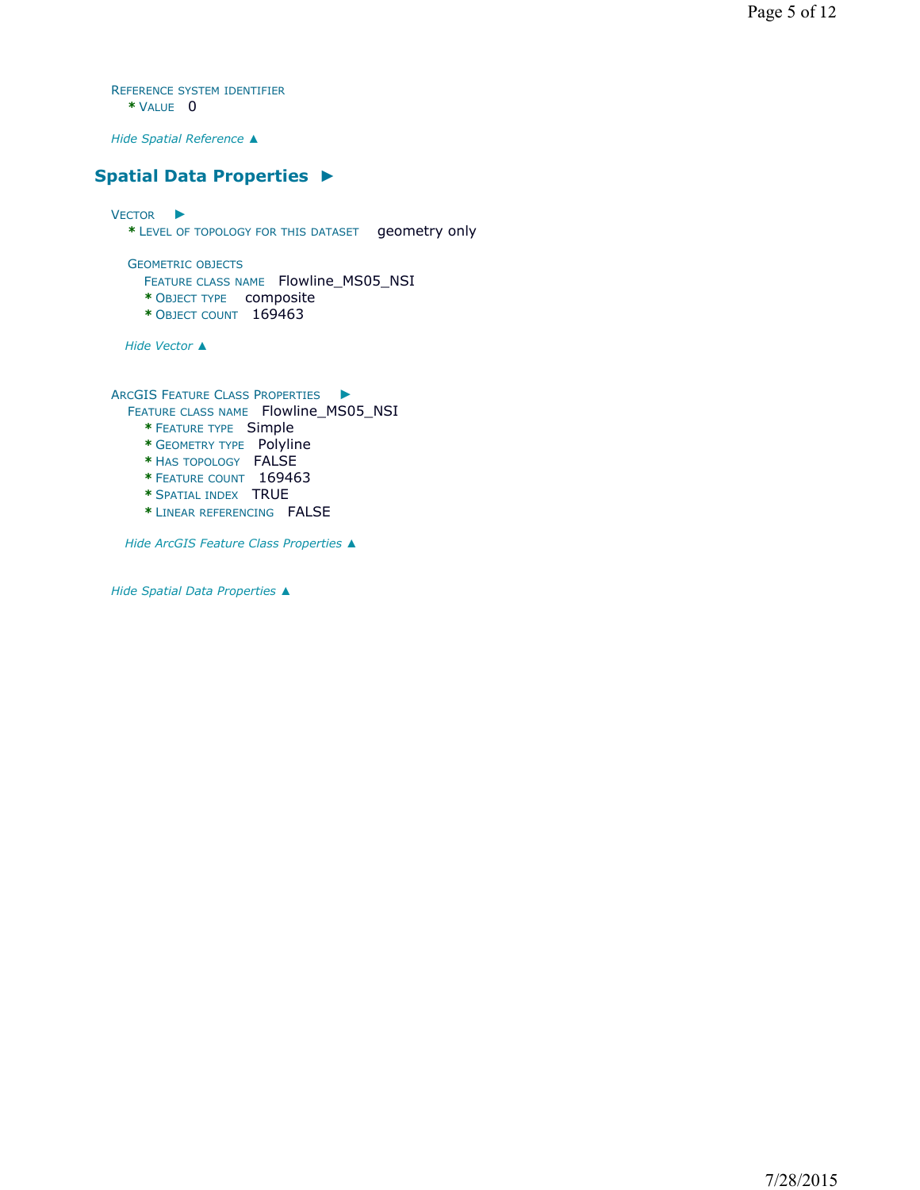Reference system identifier
  * Value 0

*Hide Spatial Reference ▲*

## Spatial Data Properties ►

Vector ►
  * Level of topology for this dataset geometry only

  Geometric objects
    Feature class name Flowline_MS05_NSI
    * Object type composite
    * Object count 169463

  *Hide Vector ▲*

ArcGIS Feature Class Properties ►
  Feature class name Flowline_MS05_NSI
    * Feature type Simple
    * Geometry type Polyline
    * Has topology FALSE
    * Feature count 169463
    * Spatial index TRUE
    * Linear referencing FALSE

  *Hide ArcGIS Feature Class Properties ▲*

*Hide Spatial Data Properties ▲*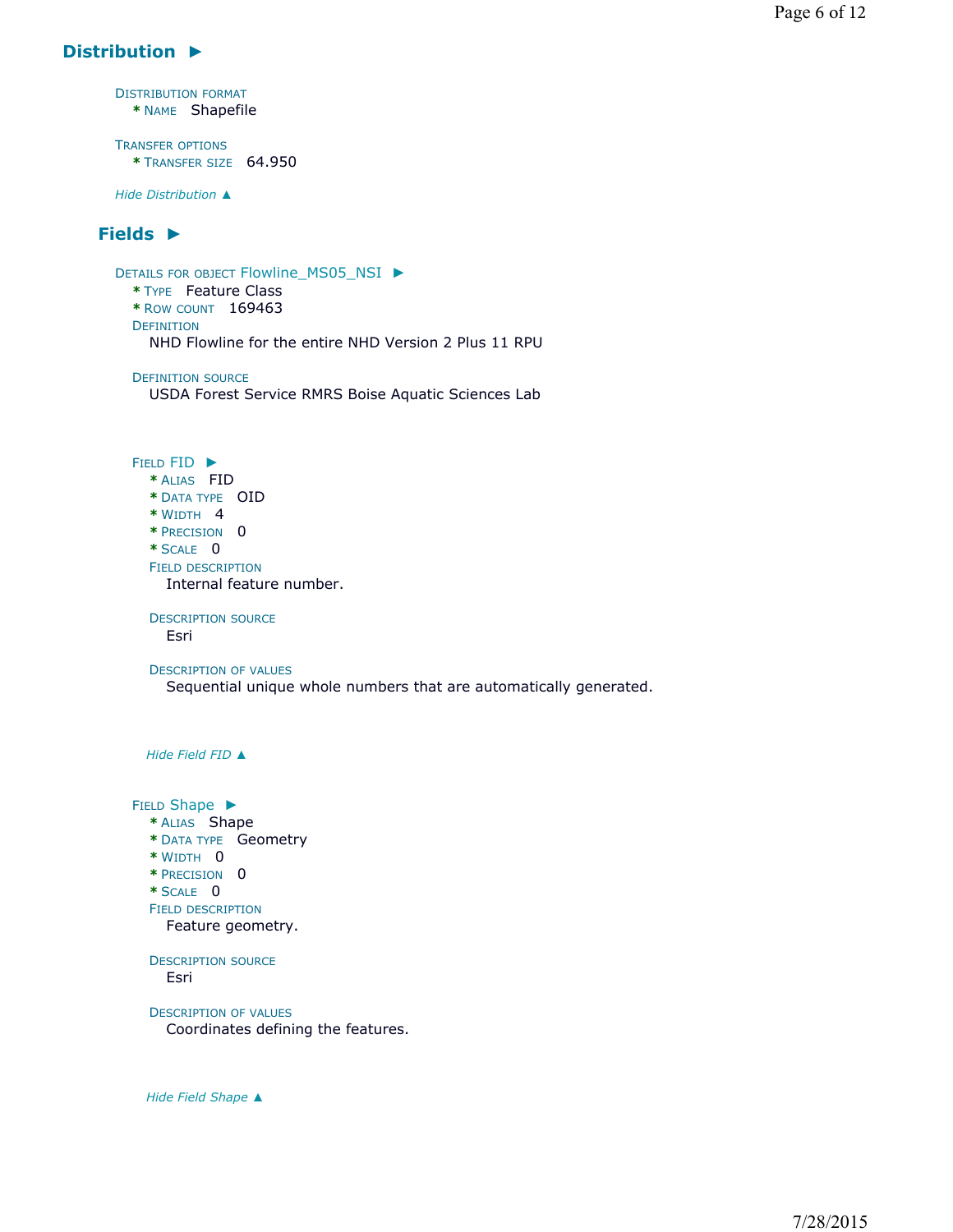## Distribution ►

DISTRIBUTION FORMAT
- \* NAME Shapefile

TRANSFER OPTIONS
- \* TRANSFER SIZE 64.950

*Hide Distribution ▲*

### Fields ►

DETAILS FOR OBJECT Flowline_MS05_NSI ►
- \* TYPE Feature Class
- \* ROW COUNT 169463

DEFINITION
NHD Flowline for the entire NHD Version 2 Plus 11 RPU

DEFINITION SOURCE
USDA Forest Service RMRS Boise Aquatic Sciences Lab

FIELD FID ►
- \* ALIAS FID
- \* DATA TYPE OID
- \* WIDTH 4
- \* PRECISION 0
- \* SCALE 0

FIELD DESCRIPTION
Internal feature number.

DESCRIPTION SOURCE
Esri

DESCRIPTION OF VALUES
Sequential unique whole numbers that are automatically generated.

*Hide Field FID ▲*

FIELD Shape ►
- \* ALIAS Shape
- \* DATA TYPE Geometry
- \* WIDTH 0
- \* PRECISION 0
- \* SCALE 0

FIELD DESCRIPTION
Feature geometry.

DESCRIPTION SOURCE
Esri

DESCRIPTION OF VALUES
Coordinates defining the features.

*Hide Field Shape ▲*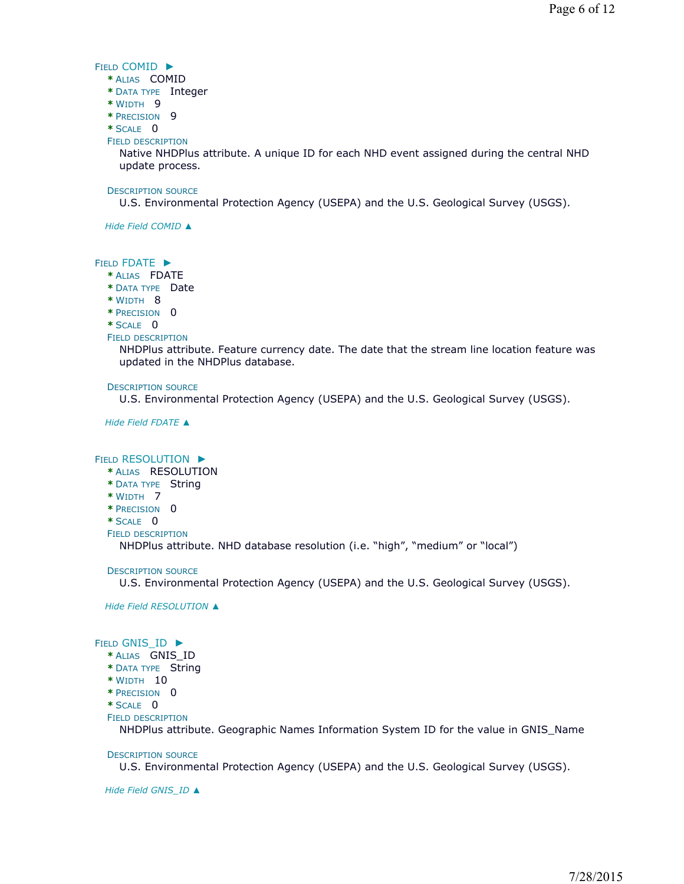### Field COMID ►

* Alias COMID
* Data type Integer
* Width 9
* Precision 9
* Scale 0

Field description

Native NHDPlus attribute. A unique ID for each NHD event assigned during the central NHD update process.

Description source

U.S. Environmental Protection Agency (USEPA) and the U.S. Geological Survey (USGS).

*Hide Field COMID ▲*

### Field FDATE ►

* Alias FDATE
* Data type Date
* Width 8
* Precision 0
* Scale 0

Field description

NHDPlus attribute. Feature currency date. The date that the stream line location feature was updated in the NHDPlus database.

Description source

U.S. Environmental Protection Agency (USEPA) and the U.S. Geological Survey (USGS).

*Hide Field FDATE ▲*

### Field RESOLUTION ►

* Alias RESOLUTION
* Data type String
* Width 7
* Precision 0
* Scale 0

Field description

NHDPlus attribute. NHD database resolution (i.e. "high", "medium" or "local")

Description source

U.S. Environmental Protection Agency (USEPA) and the U.S. Geological Survey (USGS).

*Hide Field RESOLUTION ▲*

### Field GNIS_ID ►

* Alias GNIS_ID
* Data type String
* Width 10
* Precision 0
* Scale 0

Field description

NHDPlus attribute. Geographic Names Information System ID for the value in GNIS_Name

Description source

U.S. Environmental Protection Agency (USEPA) and the U.S. Geological Survey (USGS).

*Hide Field GNIS_ID ▲*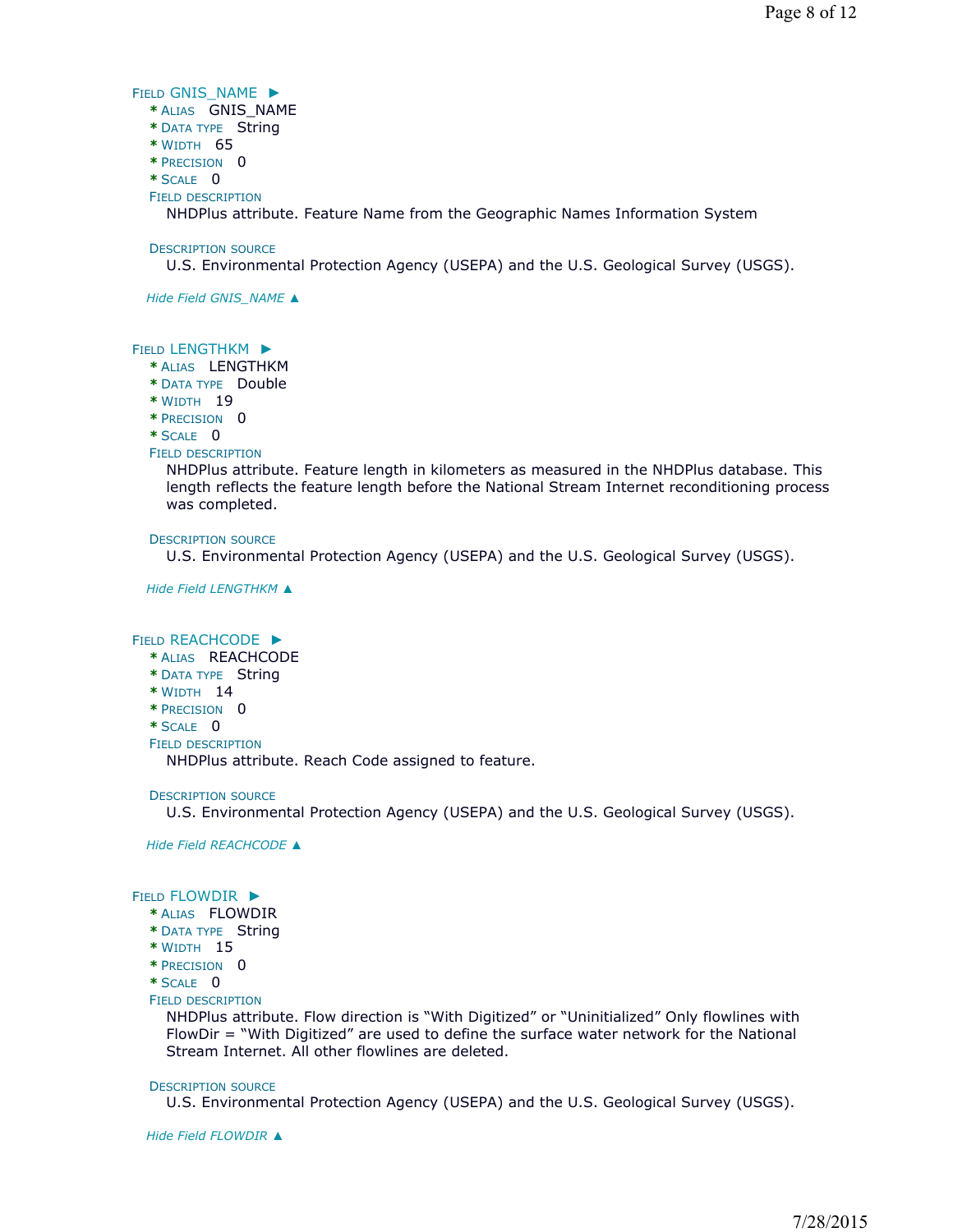### Field GNIS_NAME ►

- \* Alias GNIS_NAME
- \* Data type String
- \* Width 65
- \* Precision 0
- \* Scale 0

Field description
NHDPlus attribute. Feature Name from the Geographic Names Information System

Description source
U.S. Environmental Protection Agency (USEPA) and the U.S. Geological Survey (USGS).

*Hide Field GNIS_NAME ▲*

### Field LENGTHKM ►

- \* Alias LENGTHKM
- \* Data type Double
- \* Width 19
- \* Precision 0
- \* Scale 0

Field description
NHDPlus attribute. Feature length in kilometers as measured in the NHDPlus database. This length reflects the feature length before the National Stream Internet reconditioning process was completed.

Description source
U.S. Environmental Protection Agency (USEPA) and the U.S. Geological Survey (USGS).

*Hide Field LENGTHKM ▲*

### Field REACHCODE ►

- \* Alias REACHCODE
- \* Data type String
- \* Width 14
- \* Precision 0
- \* Scale 0

Field description
NHDPlus attribute. Reach Code assigned to feature.

Description source
U.S. Environmental Protection Agency (USEPA) and the U.S. Geological Survey (USGS).

*Hide Field REACHCODE ▲*

### Field FLOWDIR ►

- \* Alias FLOWDIR
- \* Data type String
- \* Width 15
- \* Precision 0
- \* Scale 0

Field description
NHDPlus attribute. Flow direction is “With Digitized” or “Uninitialized” Only flowlines with FlowDir = “With Digitized” are used to define the surface water network for the National Stream Internet. All other flowlines are deleted.

Description source
U.S. Environmental Protection Agency (USEPA) and the U.S. Geological Survey (USGS).

*Hide Field FLOWDIR ▲*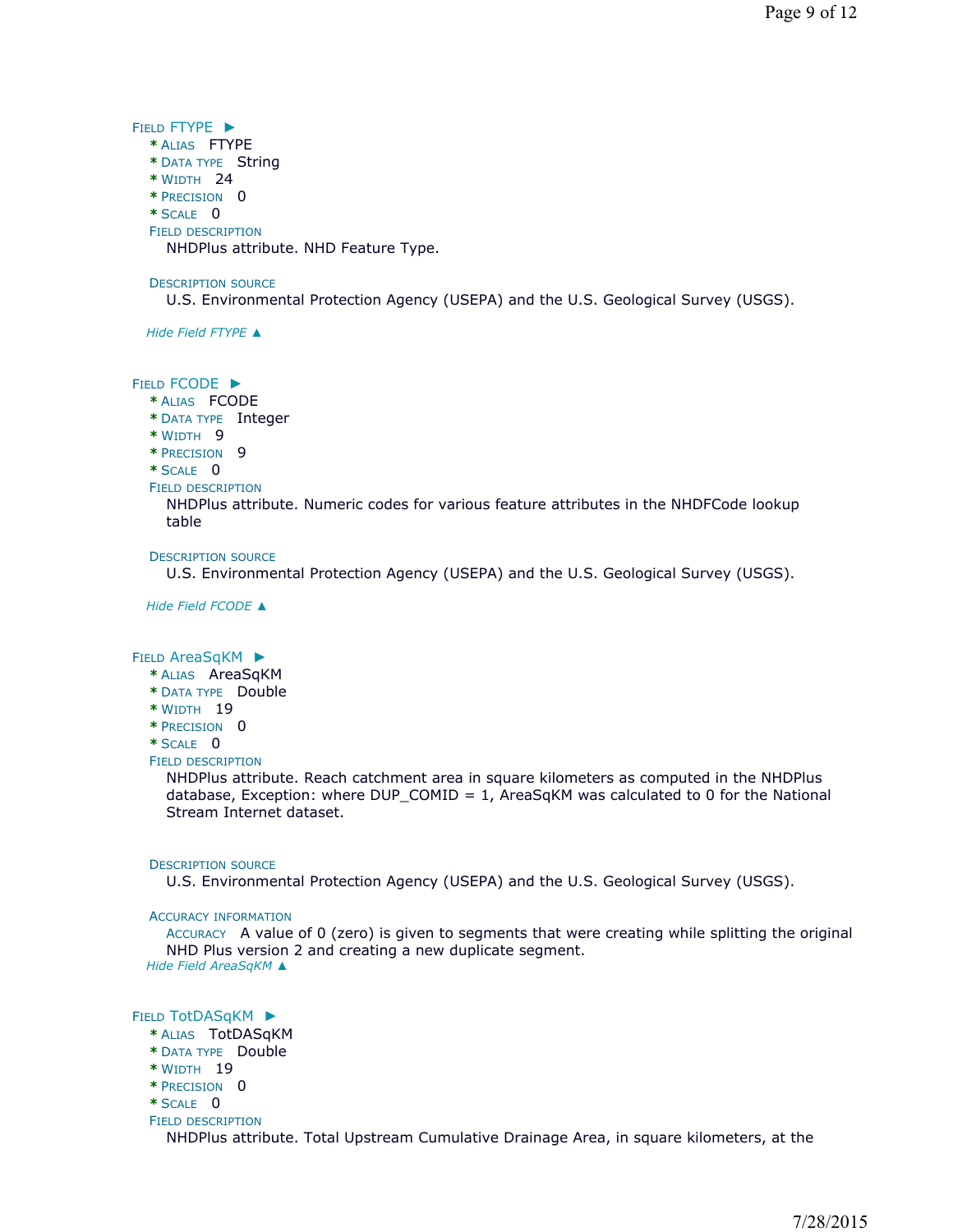**Field FTYPE ►**

- **\* Alias** FTYPE
- **\* Data type** String
- **\* Width** 24
- **\* Precision** 0
- **\* Scale** 0

**Field description**

NHDPlus attribute. NHD Feature Type.

**Description source**

U.S. Environmental Protection Agency (USEPA) and the U.S. Geological Survey (USGS).

*Hide Field FTYPE ▲*

**Field FCODE ►**

- **\* Alias** FCODE
- **\* Data type** Integer
- **\* Width** 9
- **\* Precision** 9
- **\* Scale** 0

**Field description**

NHDPlus attribute. Numeric codes for various feature attributes in the NHDFCode lookup table

**Description source**

U.S. Environmental Protection Agency (USEPA) and the U.S. Geological Survey (USGS).

*Hide Field FCODE ▲*

**Field AreaSqKM ►**

- **\* Alias** AreaSqKM
- **\* Data type** Double
- **\* Width** 19
- **\* Precision** 0
- **\* Scale** 0

**Field description**

NHDPlus attribute. Reach catchment area in square kilometers as computed in the NHDPlus database, Exception: where DUP_COMID = 1, AreaSqKM was calculated to 0 for the National Stream Internet dataset.

**Description source**

U.S. Environmental Protection Agency (USEPA) and the U.S. Geological Survey (USGS).

**Accuracy information**

**Accuracy** A value of 0 (zero) is given to segments that were creating while splitting the original NHD Plus version 2 and creating a new duplicate segment.

*Hide Field AreaSqKM ▲*

**Field TotDASqKM ►**

- **\* Alias** TotDASqKM
- **\* Data type** Double
- **\* Width** 19
- **\* Precision** 0
- **\* Scale** 0

**Field description**

NHDPlus attribute. Total Upstream Cumulative Drainage Area, in square kilometers, at the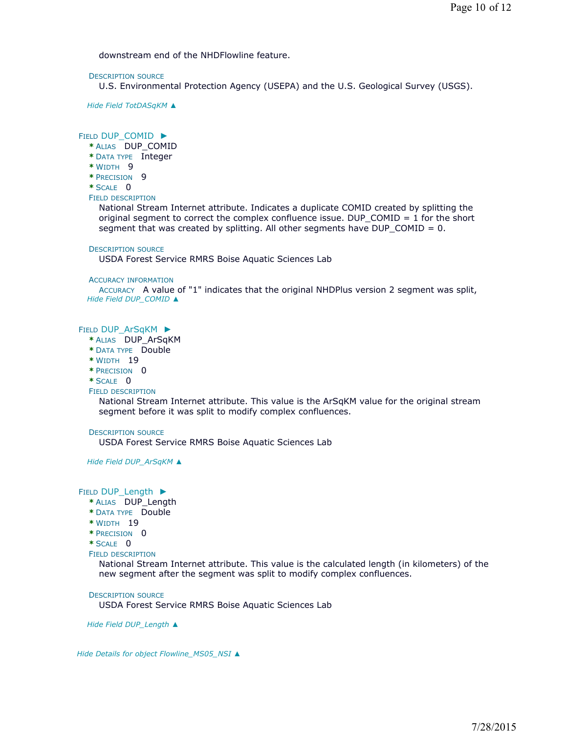downstream end of the NHDFlowline feature.

**Description source**
U.S. Environmental Protection Agency (USEPA) and the U.S. Geological Survey (USGS).

*Hide Field TotDASqKM ▲*

### Field DUP_COMID ►

- **Alias** DUP_COMID
- **Data type** Integer
- **Width** 9
- **Precision** 9
- **Scale** 0

**Field description**
National Stream Internet attribute. Indicates a duplicate COMID created by splitting the original segment to correct the complex confluence issue. DUP_COMID = 1 for the short segment that was created by splitting. All other segments have DUP_COMID = 0.

**Description source**
USDA Forest Service RMRS Boise Aquatic Sciences Lab

**Accuracy information**
**Accuracy** A value of "1" indicates that the original NHDPlus version 2 segment was split,

*Hide Field DUP_COMID ▲*

### Field DUP_ArSqKM ►

- **Alias** DUP_ArSqKM
- **Data type** Double
- **Width** 19
- **Precision** 0
- **Scale** 0

**Field description**
National Stream Internet attribute. This value is the ArSqKM value for the original stream segment before it was split to modify complex confluences.

**Description source**
USDA Forest Service RMRS Boise Aquatic Sciences Lab

*Hide Field DUP_ArSqKM ▲*

### Field DUP_Length ►

- **Alias** DUP_Length
- **Data type** Double
- **Width** 19
- **Precision** 0
- **Scale** 0

**Field description**
National Stream Internet attribute. This value is the calculated length (in kilometers) of the new segment after the segment was split to modify complex confluences.

**Description source**
USDA Forest Service RMRS Boise Aquatic Sciences Lab

*Hide Field DUP_Length ▲*

*Hide Details for object Flowline_MS05_NSI ▲*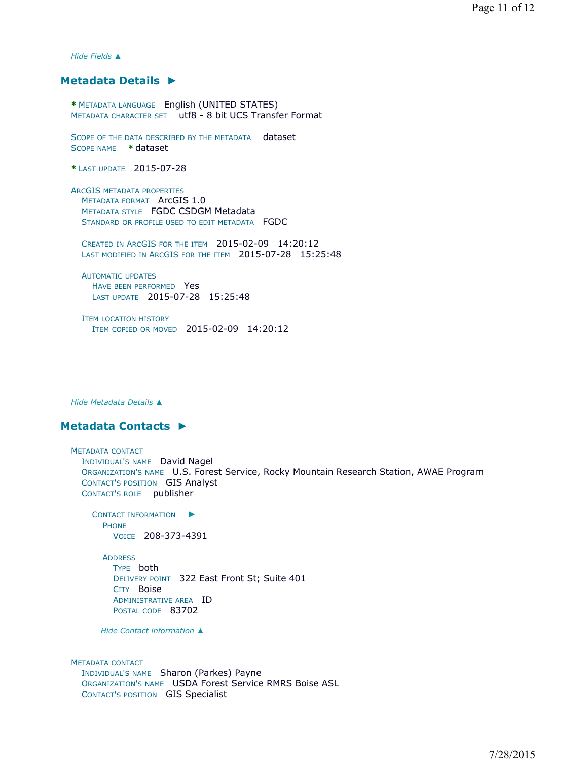*Hide Fields ▲*

## Metadata Details ►

**\*** METADATA LANGUAGE English (UNITED STATES)
METADATA CHARACTER SET utf8 - 8 bit UCS Transfer Format

SCOPE OF THE DATA DESCRIBED BY THE METADATA dataset
SCOPE NAME **\*** dataset

**\*** LAST UPDATE 2015-07-28

ARCGIS METADATA PROPERTIES
- METADATA FORMAT ArcGIS 1.0
- METADATA STYLE FGDC CSDGM Metadata
- STANDARD OR PROFILE USED TO EDIT METADATA FGDC

- CREATED IN ARCGIS FOR THE ITEM 2015-02-09 14:20:12
- LAST MODIFIED IN ARCGIS FOR THE ITEM 2015-07-28 15:25:48

- AUTOMATIC UPDATES
  - HAVE BEEN PERFORMED Yes
  - LAST UPDATE 2015-07-28 15:25:48

- ITEM LOCATION HISTORY
  - ITEM COPIED OR MOVED 2015-02-09 14:20:12

*Hide Metadata Details ▲*

## Metadata Contacts ►

METADATA CONTACT
- INDIVIDUAL'S NAME David Nagel
- ORGANIZATION'S NAME U.S. Forest Service, Rocky Mountain Research Station, AWAE Program
- CONTACT'S POSITION GIS Analyst
- CONTACT'S ROLE publisher

  - CONTACT INFORMATION ►
    - PHONE
      - VOICE 208-373-4391

    - ADDRESS
      - TYPE both
      - DELIVERY POINT 322 East Front St; Suite 401
      - CITY Boise
      - ADMINISTRATIVE AREA ID
      - POSTAL CODE 83702

  *Hide Contact information ▲*

METADATA CONTACT
- INDIVIDUAL'S NAME Sharon (Parkes) Payne
- ORGANIZATION'S NAME USDA Forest Service RMRS Boise ASL
- CONTACT'S POSITION GIS Specialist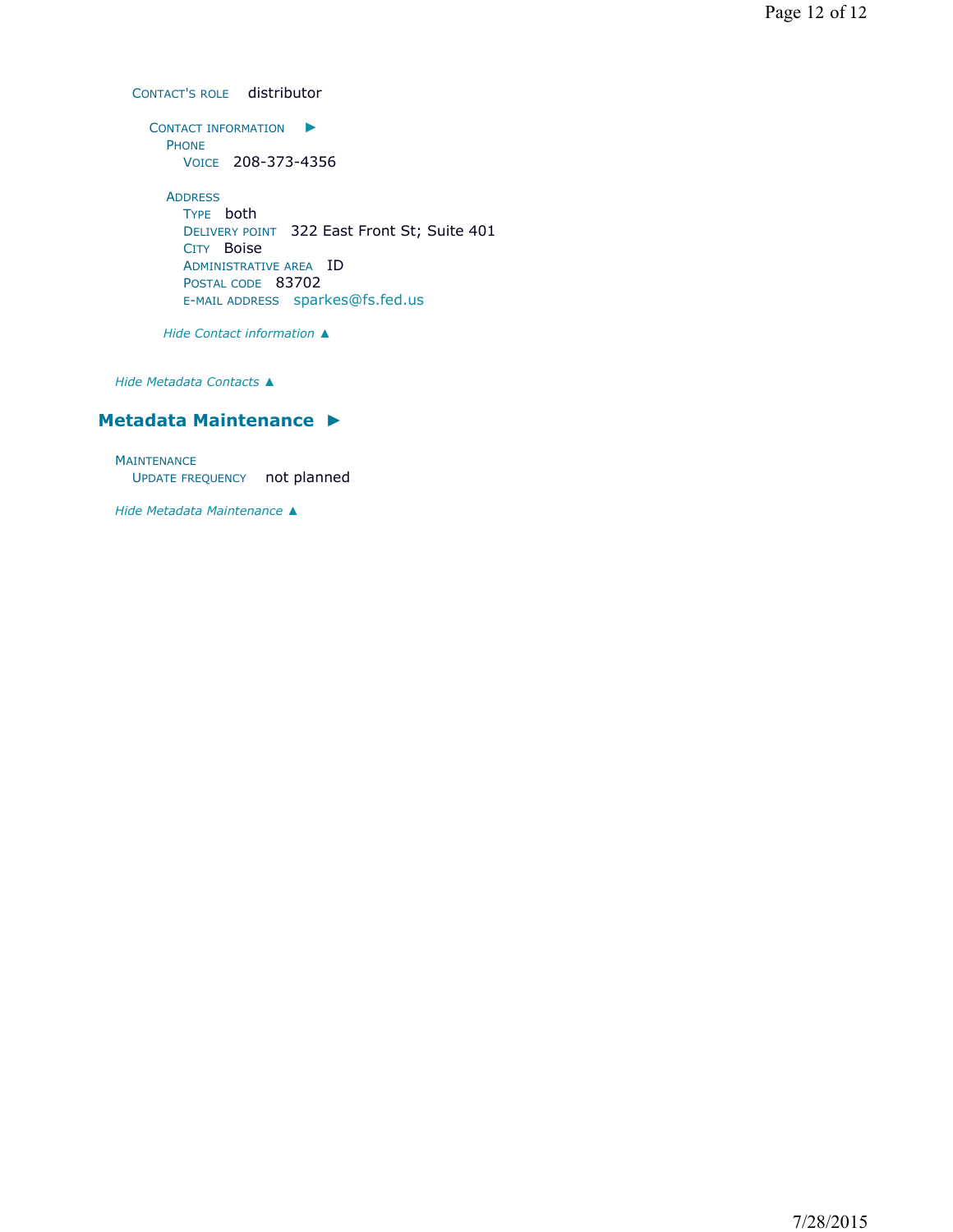CONTACT'S ROLE distributor

CONTACT INFORMATION ►
PHONE
VOICE 208-373-4356

ADDRESS
TYPE both
DELIVERY POINT 322 East Front St; Suite 401
CITY Boise
ADMINISTRATIVE AREA ID
POSTAL CODE 83702
E-MAIL ADDRESS sparkes@fs.fed.us

*Hide Contact information ▲*

*Hide Metadata Contacts ▲*

## Metadata Maintenance ►

MAINTENANCE
UPDATE FREQUENCY not planned

*Hide Metadata Maintenance ▲*